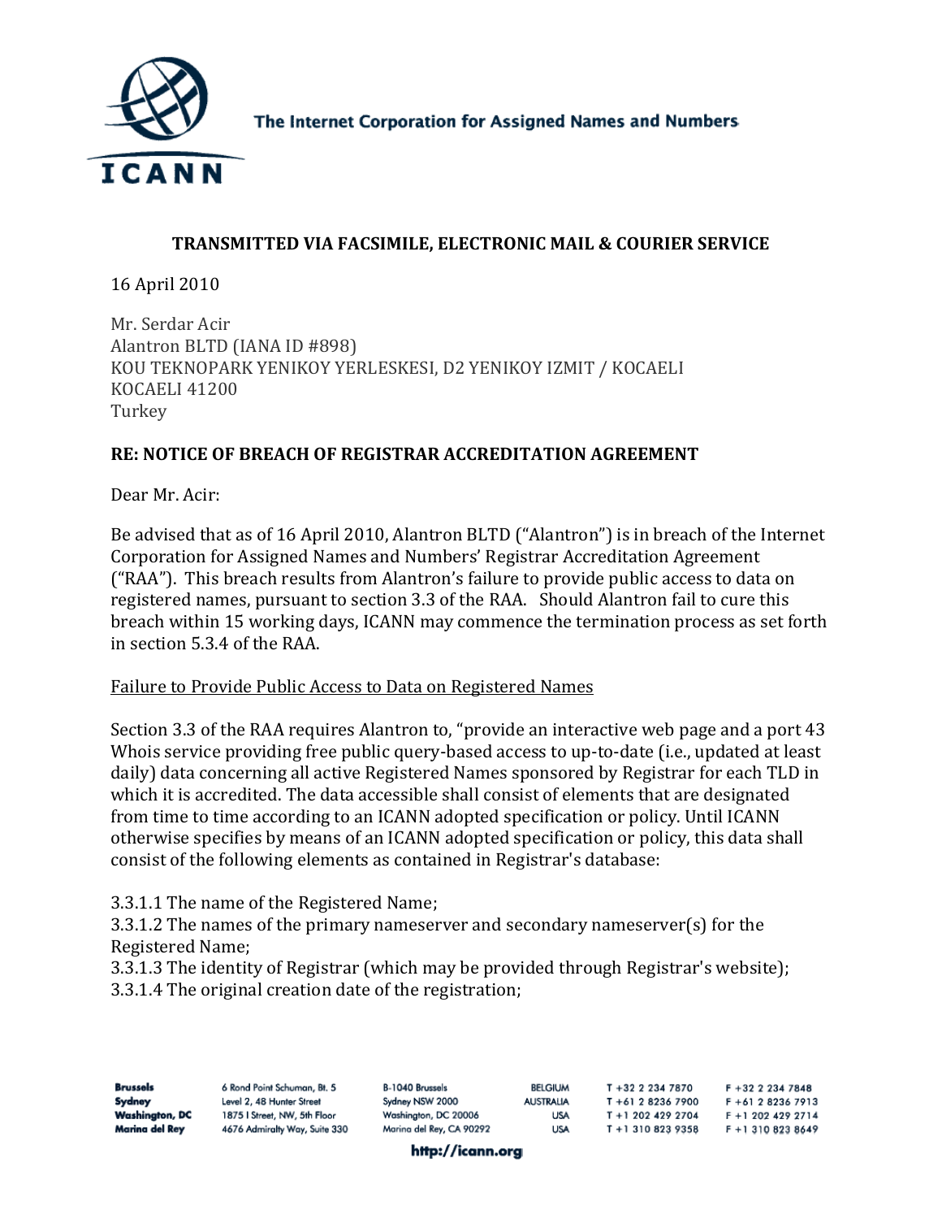**TRANSMITTED VIA FACSIMILE, ELECTRONIC MAIL & COURIER SERVICE**

16 April 2010

Mr. Serdar Acir
Alantron BLTD (IANA ID #898)
KOU TEKNOPARK YENIKOY YERLESKESI, D2 YENIKOY IZMIT / KOCAELI
KOCAELI 41200
Turkey

**RE: NOTICE OF BREACH OF REGISTRAR ACCREDITATION AGREEMENT**

Dear Mr. Acir:

Be advised that as of 16 April 2010, Alantron BLTD ("Alantron") is in breach of the Internet Corporation for Assigned Names and Numbers' Registrar Accreditation Agreement ("RAA"). This breach results from Alantron's failure to provide public access to data on registered names, pursuant to section 3.3 of the RAA. Should Alantron fail to cure this breach within 15 working days, ICANN may commence the termination process as set forth in section 5.3.4 of the RAA.

<u>Failure to Provide Public Access to Data on Registered Names</u>

Section 3.3 of the RAA requires Alantron to, "provide an interactive web page and a port 43 Whois service providing free public query-based access to up-to-date (i.e., updated at least daily) data concerning all active Registered Names sponsored by Registrar for each TLD in which it is accredited. The data accessible shall consist of elements that are designated from time to time according to an ICANN adopted specification or policy. Until ICANN otherwise specifies by means of an ICANN adopted specification or policy, this data shall consist of the following elements as contained in Registrar's database:

3.3.1.1 The name of the Registered Name;
3.3.1.2 The names of the primary nameserver and secondary nameserver(s) for the Registered Name;
3.3.1.3 The identity of Registrar (which may be provided through Registrar's website);
3.3.1.4 The original creation date of the registration;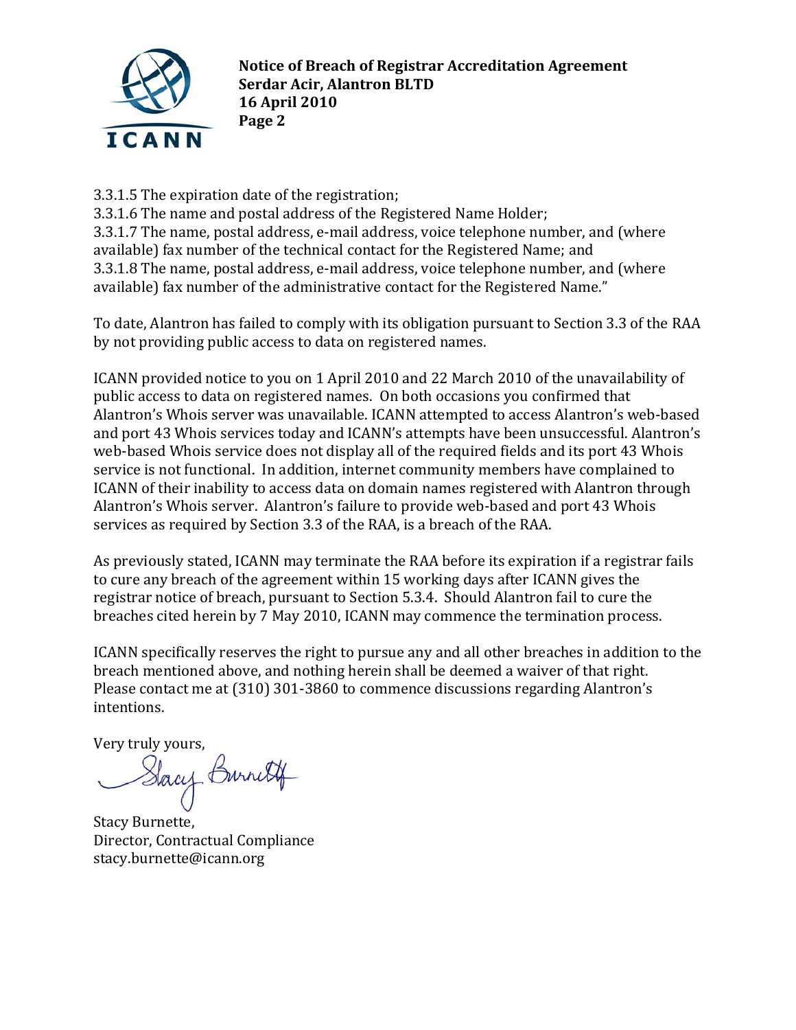3.3.1.5 The expiration date of the registration;
3.3.1.6 The name and postal address of the Registered Name Holder;
3.3.1.7 The name, postal address, e-mail address, voice telephone number, and (where available) fax number of the technical contact for the Registered Name; and
3.3.1.8 The name, postal address, e-mail address, voice telephone number, and (where available) fax number of the administrative contact for the Registered Name."

To date, Alantron has failed to comply with its obligation pursuant to Section 3.3 of the RAA by not providing public access to data on registered names.

ICANN provided notice to you on 1 April 2010 and 22 March 2010 of the unavailability of public access to data on registered names. On both occasions you confirmed that Alantron's Whois server was unavailable. ICANN attempted to access Alantron's web-based and port 43 Whois services today and ICANN's attempts have been unsuccessful. Alantron's web-based Whois service does not display all of the required fields and its port 43 Whois service is not functional. In addition, internet community members have complained to ICANN of their inability to access data on domain names registered with Alantron through Alantron's Whois server. Alantron's failure to provide web-based and port 43 Whois services as required by Section 3.3 of the RAA, is a breach of the RAA.

As previously stated, ICANN may terminate the RAA before its expiration if a registrar fails to cure any breach of the agreement within 15 working days after ICANN gives the registrar notice of breach, pursuant to Section 5.3.4. Should Alantron fail to cure the breaches cited herein by 7 May 2010, ICANN may commence the termination process.

ICANN specifically reserves the right to pursue any and all other breaches in addition to the breach mentioned above, and nothing herein shall be deemed a waiver of that right. Please contact me at (310) 301-3860 to commence discussions regarding Alantron's intentions.

Very truly yours,

Stacy Burnette,
Director, Contractual Compliance
stacy.burnette@icann.org